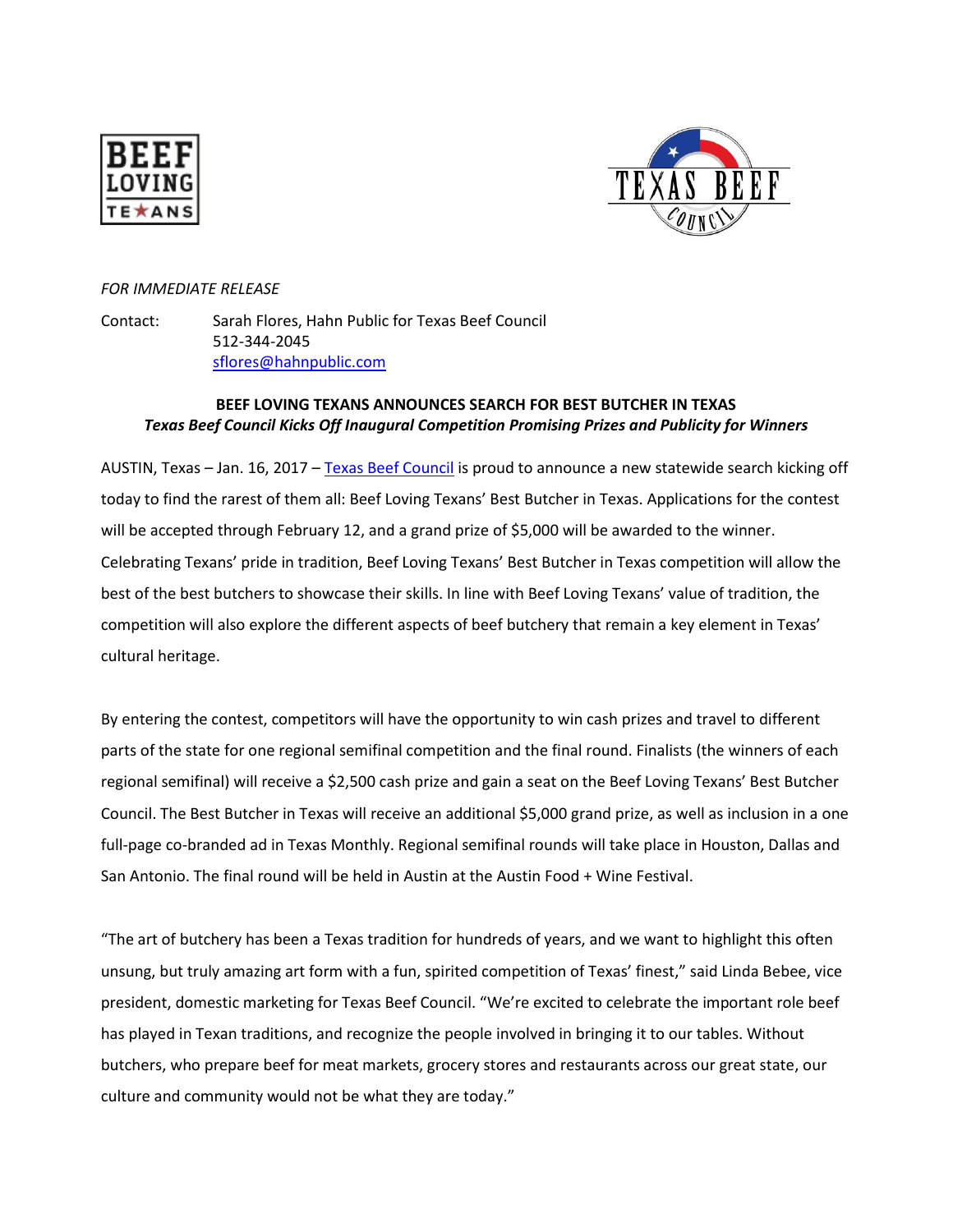*FOR IMMEDIATE RELEASE*

Contact: Sarah Flores, Hahn Public for Texas Beef Council
512-344-2045
sflores@hahnpublic.com

**BEEF LOVING TEXANS ANNOUNCES SEARCH FOR BEST BUTCHER IN TEXAS**

***Texas Beef Council Kicks Off Inaugural Competition Promising Prizes and Publicity for Winners***

AUSTIN, Texas – Jan. 16, 2017 – Texas Beef Council is proud to announce a new statewide search kicking off today to find the rarest of them all: Beef Loving Texans' Best Butcher in Texas. Applications for the contest will be accepted through February 12, and a grand prize of $5,000 will be awarded to the winner. Celebrating Texans' pride in tradition, Beef Loving Texans' Best Butcher in Texas competition will allow the best of the best butchers to showcase their skills. In line with Beef Loving Texans' value of tradition, the competition will also explore the different aspects of beef butchery that remain a key element in Texas' cultural heritage.

By entering the contest, competitors will have the opportunity to win cash prizes and travel to different parts of the state for one regional semifinal competition and the final round. Finalists (the winners of each regional semifinal) will receive a $2,500 cash prize and gain a seat on the Beef Loving Texans' Best Butcher Council. The Best Butcher in Texas will receive an additional $5,000 grand prize, as well as inclusion in a one full-page co-branded ad in Texas Monthly. Regional semifinal rounds will take place in Houston, Dallas and San Antonio. The final round will be held in Austin at the Austin Food + Wine Festival.

"The art of butchery has been a Texas tradition for hundreds of years, and we want to highlight this often unsung, but truly amazing art form with a fun, spirited competition of Texas' finest," said Linda Bebee, vice president, domestic marketing for Texas Beef Council. "We're excited to celebrate the important role beef has played in Texan traditions, and recognize the people involved in bringing it to our tables. Without butchers, who prepare beef for meat markets, grocery stores and restaurants across our great state, our culture and community would not be what they are today."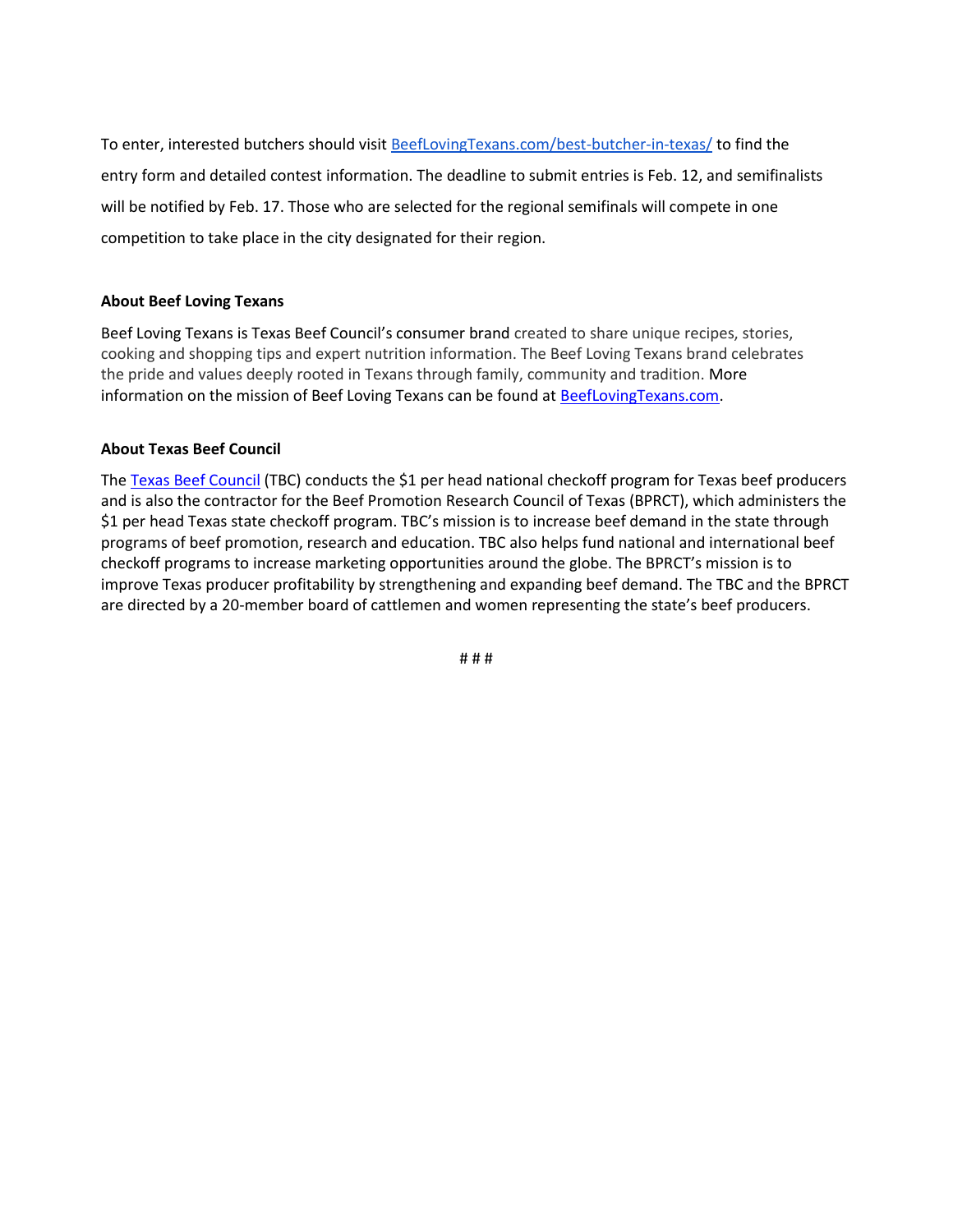To enter, interested butchers should visit [BeefLovingTexans.com/best-butcher-in-texas/](BeefLovingTexans.com/best-butcher-in-texas/) to find the entry form and detailed contest information. The deadline to submit entries is Feb. 12, and semifinalists will be notified by Feb. 17. Those who are selected for the regional semifinals will compete in one competition to take place in the city designated for their region.

**About Beef Loving Texans**

Beef Loving Texans is Texas Beef Council's consumer brand created to share unique recipes, stories, cooking and shopping tips and expert nutrition information. The Beef Loving Texans brand celebrates the pride and values deeply rooted in Texans through family, community and tradition. More information on the mission of Beef Loving Texans can be found at [BeefLovingTexans.com](BeefLovingTexans.com).

**About Texas Beef Council**

The Texas Beef Council (TBC) conducts the $1 per head national checkoff program for Texas beef producers and is also the contractor for the Beef Promotion Research Council of Texas (BPRCT), which administers the $1 per head Texas state checkoff program. TBC's mission is to increase beef demand in the state through programs of beef promotion, research and education. TBC also helps fund national and international beef checkoff programs to increase marketing opportunities around the globe. The BPRCT's mission is to improve Texas producer profitability by strengthening and expanding beef demand. The TBC and the BPRCT are directed by a 20-member board of cattlemen and women representing the state's beef producers.

# # #